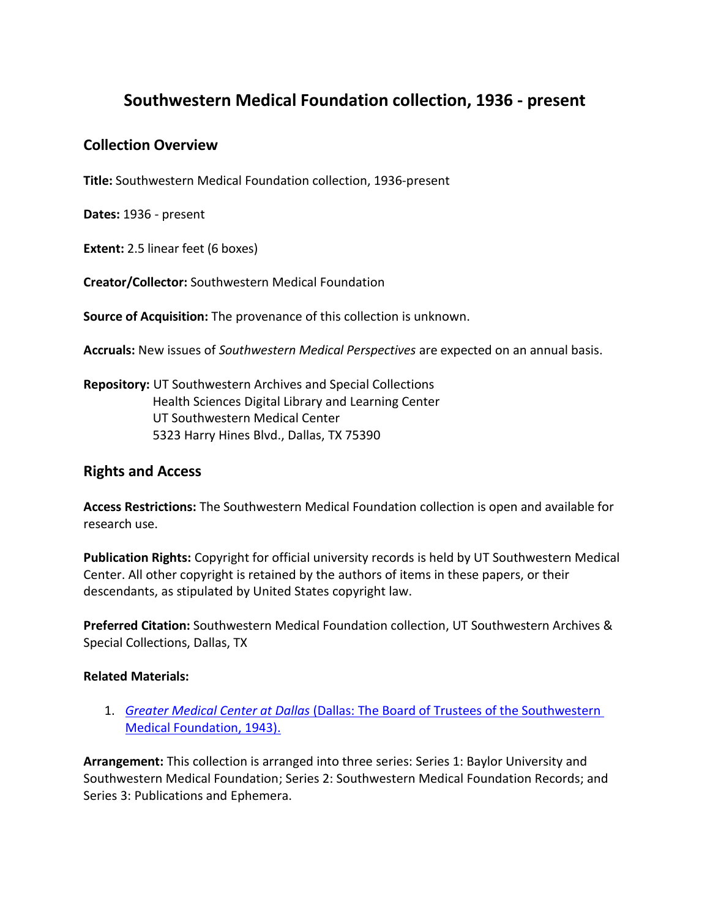# Southwestern Medical Foundation collection, 1936 - present

## Collection Overview

**Title:** Southwestern Medical Foundation collection, 1936-present

**Dates:** 1936 - present

**Extent:** 2.5 linear feet (6 boxes)

**Creator/Collector:** Southwestern Medical Foundation

**Source of Acquisition:** The provenance of this collection is unknown.

**Accruals:** New issues of *Southwestern Medical Perspectives* are expected on an annual basis.

**Repository:** UT Southwestern Archives and Special Collections
Health Sciences Digital Library and Learning Center
UT Southwestern Medical Center
5323 Harry Hines Blvd., Dallas, TX 75390

## Rights and Access

**Access Restrictions:** The Southwestern Medical Foundation collection is open and available for research use.

**Publication Rights:** Copyright for official university records is held by UT Southwestern Medical Center. All other copyright is retained by the authors of items in these papers, or their descendants, as stipulated by United States copyright law.

**Preferred Citation:** Southwestern Medical Foundation collection, UT Southwestern Archives & Special Collections, Dallas, TX

**Related Materials:**

1. *Greater Medical Center at Dallas* (Dallas: The Board of Trustees of the Southwestern Medical Foundation, 1943).

**Arrangement:** This collection is arranged into three series: Series 1: Baylor University and Southwestern Medical Foundation; Series 2: Southwestern Medical Foundation Records; and Series 3: Publications and Ephemera.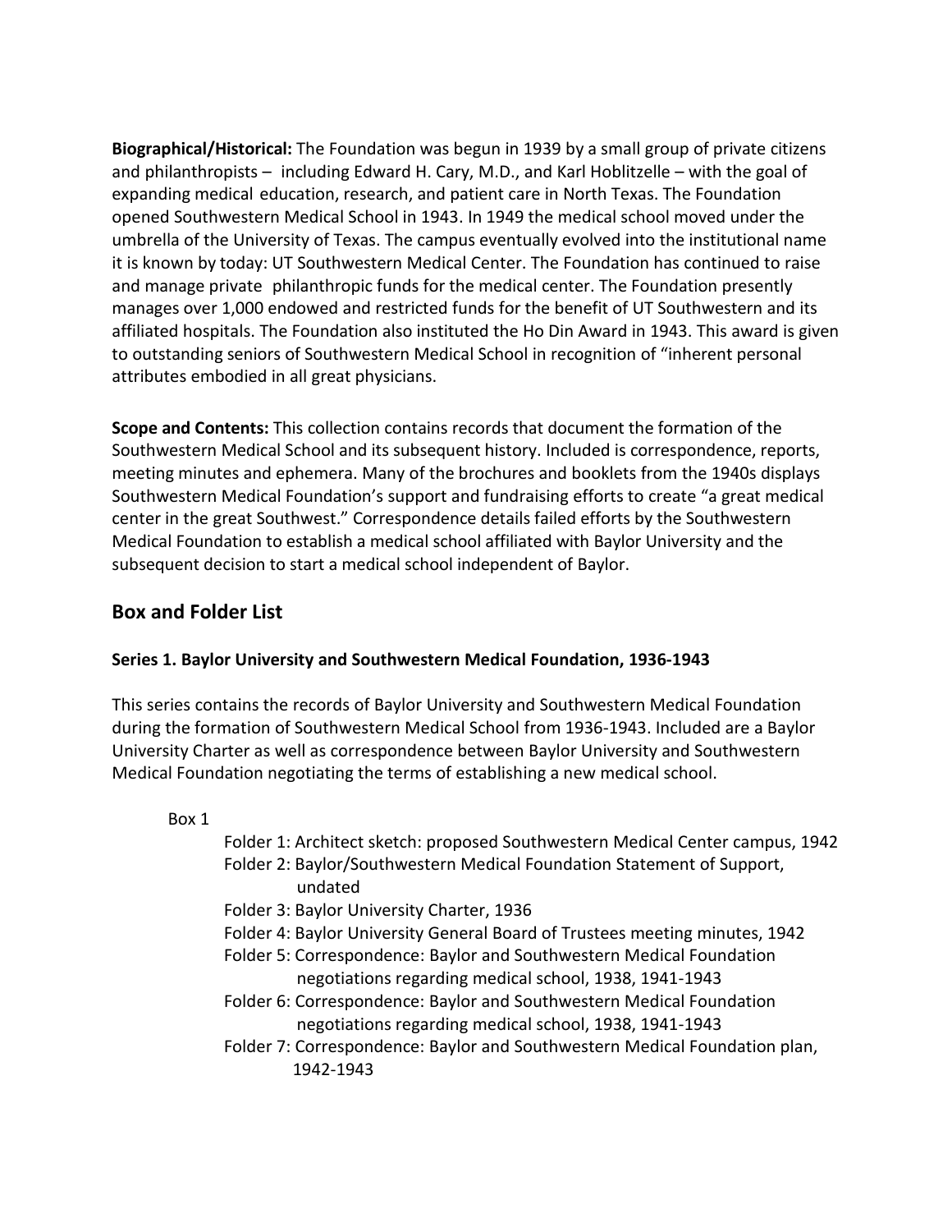**Biographical/Historical:** The Foundation was begun in 1939 by a small group of private citizens and philanthropists – including Edward H. Cary, M.D., and Karl Hoblitzelle – with the goal of expanding medical education, research, and patient care in North Texas. The Foundation opened Southwestern Medical School in 1943. In 1949 the medical school moved under the umbrella of the University of Texas. The campus eventually evolved into the institutional name it is known by today: UT Southwestern Medical Center. The Foundation has continued to raise and manage private philanthropic funds for the medical center. The Foundation presently manages over 1,000 endowed and restricted funds for the benefit of UT Southwestern and its affiliated hospitals. The Foundation also instituted the Ho Din Award in 1943. This award is given to outstanding seniors of Southwestern Medical School in recognition of "inherent personal attributes embodied in all great physicians.

**Scope and Contents:** This collection contains records that document the formation of the Southwestern Medical School and its subsequent history. Included is correspondence, reports, meeting minutes and ephemera. Many of the brochures and booklets from the 1940s displays Southwestern Medical Foundation's support and fundraising efforts to create "a great medical center in the great Southwest." Correspondence details failed efforts by the Southwestern Medical Foundation to establish a medical school affiliated with Baylor University and the subsequent decision to start a medical school independent of Baylor.

## Box and Folder List

### Series 1. Baylor University and Southwestern Medical Foundation, 1936-1943

This series contains the records of Baylor University and Southwestern Medical Foundation during the formation of Southwestern Medical School from 1936-1943. Included are a Baylor University Charter as well as correspondence between Baylor University and Southwestern Medical Foundation negotiating the terms of establishing a new medical school.

Box 1

- Folder 1: Architect sketch: proposed Southwestern Medical Center campus, 1942
- Folder 2: Baylor/Southwestern Medical Foundation Statement of Support, undated
- Folder 3: Baylor University Charter, 1936
- Folder 4: Baylor University General Board of Trustees meeting minutes, 1942
- Folder 5: Correspondence: Baylor and Southwestern Medical Foundation negotiations regarding medical school, 1938, 1941-1943
- Folder 6: Correspondence: Baylor and Southwestern Medical Foundation negotiations regarding medical school, 1938, 1941-1943
- Folder 7: Correspondence: Baylor and Southwestern Medical Foundation plan, 1942-1943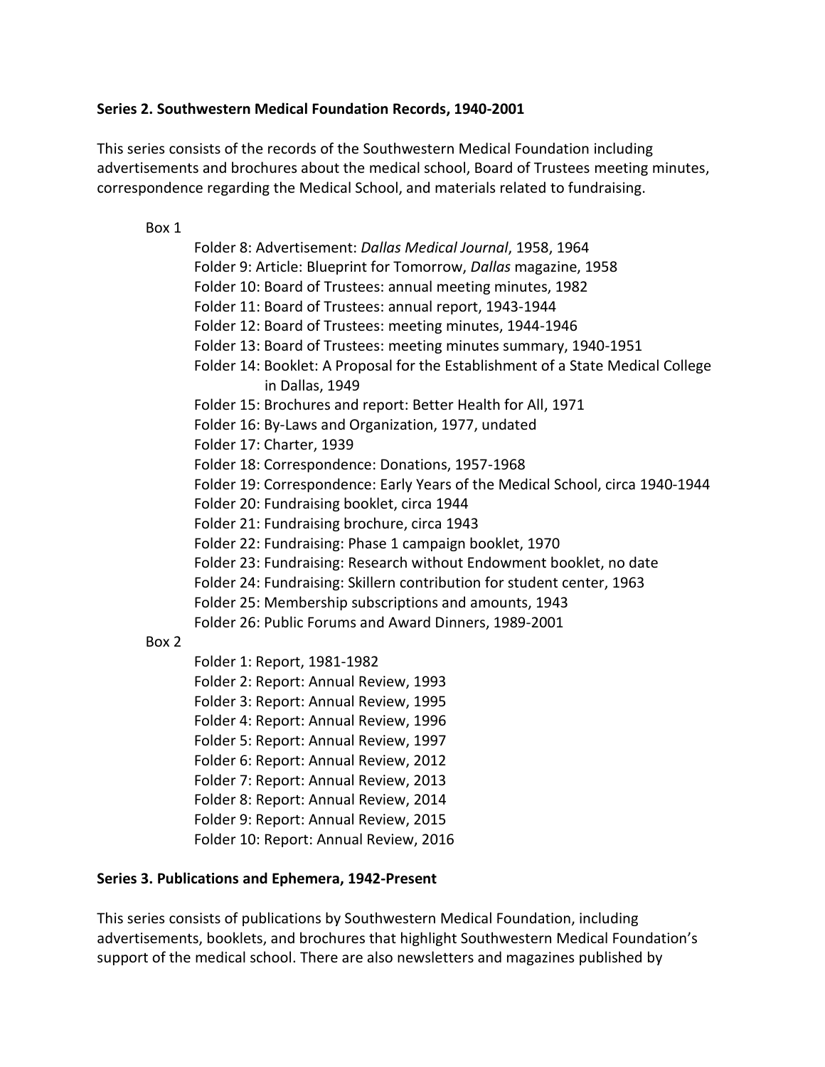**Series 2. Southwestern Medical Foundation Records, 1940-2001**

This series consists of the records of the Southwestern Medical Foundation including advertisements and brochures about the medical school, Board of Trustees meeting minutes, correspondence regarding the Medical School, and materials related to fundraising.

Box 1

- Folder 8: Advertisement: *Dallas Medical Journal*, 1958, 1964
- Folder 9: Article: Blueprint for Tomorrow, *Dallas* magazine, 1958
- Folder 10: Board of Trustees: annual meeting minutes, 1982
- Folder 11: Board of Trustees: annual report, 1943-1944
- Folder 12: Board of Trustees: meeting minutes, 1944-1946
- Folder 13: Board of Trustees: meeting minutes summary, 1940-1951
- Folder 14: Booklet: A Proposal for the Establishment of a State Medical College in Dallas, 1949
- Folder 15: Brochures and report: Better Health for All, 1971
- Folder 16: By-Laws and Organization, 1977, undated
- Folder 17: Charter, 1939
- Folder 18: Correspondence: Donations, 1957-1968
- Folder 19: Correspondence: Early Years of the Medical School, circa 1940-1944
- Folder 20: Fundraising booklet, circa 1944
- Folder 21: Fundraising brochure, circa 1943
- Folder 22: Fundraising: Phase 1 campaign booklet, 1970
- Folder 23: Fundraising: Research without Endowment booklet, no date
- Folder 24: Fundraising: Skillern contribution for student center, 1963
- Folder 25: Membership subscriptions and amounts, 1943
- Folder 26: Public Forums and Award Dinners, 1989-2001

Box 2

- Folder 1: Report, 1981-1982
- Folder 2: Report: Annual Review, 1993
- Folder 3: Report: Annual Review, 1995
- Folder 4: Report: Annual Review, 1996
- Folder 5: Report: Annual Review, 1997
- Folder 6: Report: Annual Review, 2012
- Folder 7: Report: Annual Review, 2013
- Folder 8: Report: Annual Review, 2014
- Folder 9: Report: Annual Review, 2015
- Folder 10: Report: Annual Review, 2016

**Series 3. Publications and Ephemera, 1942-Present**

This series consists of publications by Southwestern Medical Foundation, including advertisements, booklets, and brochures that highlight Southwestern Medical Foundation's support of the medical school. There are also newsletters and magazines published by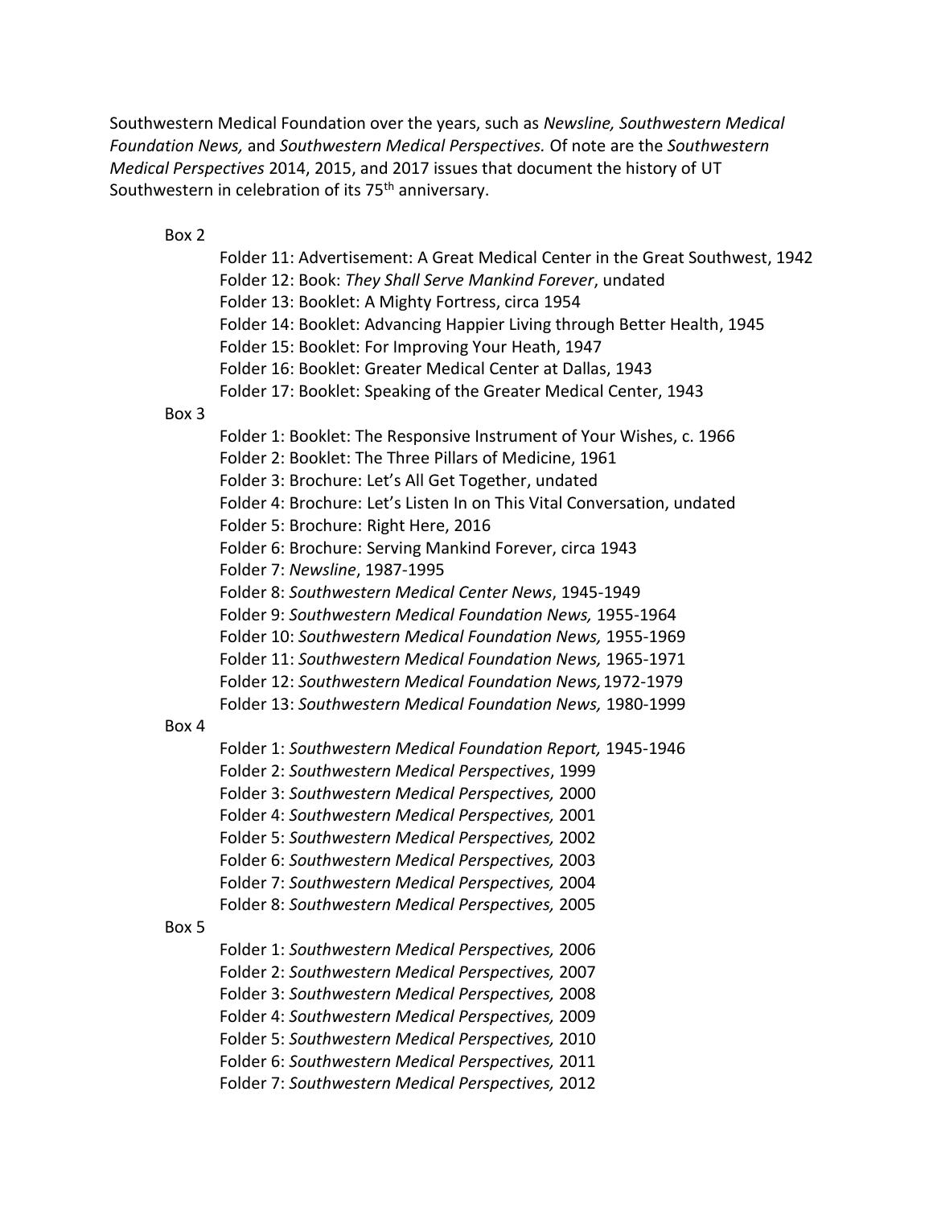Southwestern Medical Foundation over the years, such as *Newsline, Southwestern Medical Foundation News,* and *Southwestern Medical Perspectives.* Of note are the *Southwestern Medical Perspectives* 2014, 2015, and 2017 issues that document the history of UT Southwestern in celebration of its 75th anniversary.

Box 2

- Folder 11: Advertisement: A Great Medical Center in the Great Southwest, 1942
- Folder 12: Book: *They Shall Serve Mankind Forever*, undated
- Folder 13: Booklet: A Mighty Fortress, circa 1954
- Folder 14: Booklet: Advancing Happier Living through Better Health, 1945
- Folder 15: Booklet: For Improving Your Heath, 1947
- Folder 16: Booklet: Greater Medical Center at Dallas, 1943
- Folder 17: Booklet: Speaking of the Greater Medical Center, 1943

Box 3

- Folder 1: Booklet: The Responsive Instrument of Your Wishes, c. 1966
- Folder 2: Booklet: The Three Pillars of Medicine, 1961
- Folder 3: Brochure: Let's All Get Together, undated
- Folder 4: Brochure: Let's Listen In on This Vital Conversation, undated
- Folder 5: Brochure: Right Here, 2016
- Folder 6: Brochure: Serving Mankind Forever, circa 1943
- Folder 7: *Newsline*, 1987-1995
- Folder 8: *Southwestern Medical Center News*, 1945-1949
- Folder 9: *Southwestern Medical Foundation News,* 1955-1964
- Folder 10: *Southwestern Medical Foundation News,* 1955-1969
- Folder 11: *Southwestern Medical Foundation News,* 1965-1971
- Folder 12: *Southwestern Medical Foundation News,* 1972-1979
- Folder 13: *Southwestern Medical Foundation News,* 1980-1999

Box 4

- Folder 1: *Southwestern Medical Foundation Report,* 1945-1946
- Folder 2: *Southwestern Medical Perspectives*, 1999
- Folder 3: *Southwestern Medical Perspectives,* 2000
- Folder 4: *Southwestern Medical Perspectives,* 2001
- Folder 5: *Southwestern Medical Perspectives,* 2002
- Folder 6: *Southwestern Medical Perspectives,* 2003
- Folder 7: *Southwestern Medical Perspectives,* 2004
- Folder 8: *Southwestern Medical Perspectives,* 2005

Box 5

- Folder 1: *Southwestern Medical Perspectives,* 2006
- Folder 2: *Southwestern Medical Perspectives,* 2007
- Folder 3: *Southwestern Medical Perspectives,* 2008
- Folder 4: *Southwestern Medical Perspectives,* 2009
- Folder 5: *Southwestern Medical Perspectives,* 2010
- Folder 6: *Southwestern Medical Perspectives,* 2011
- Folder 7: *Southwestern Medical Perspectives,* 2012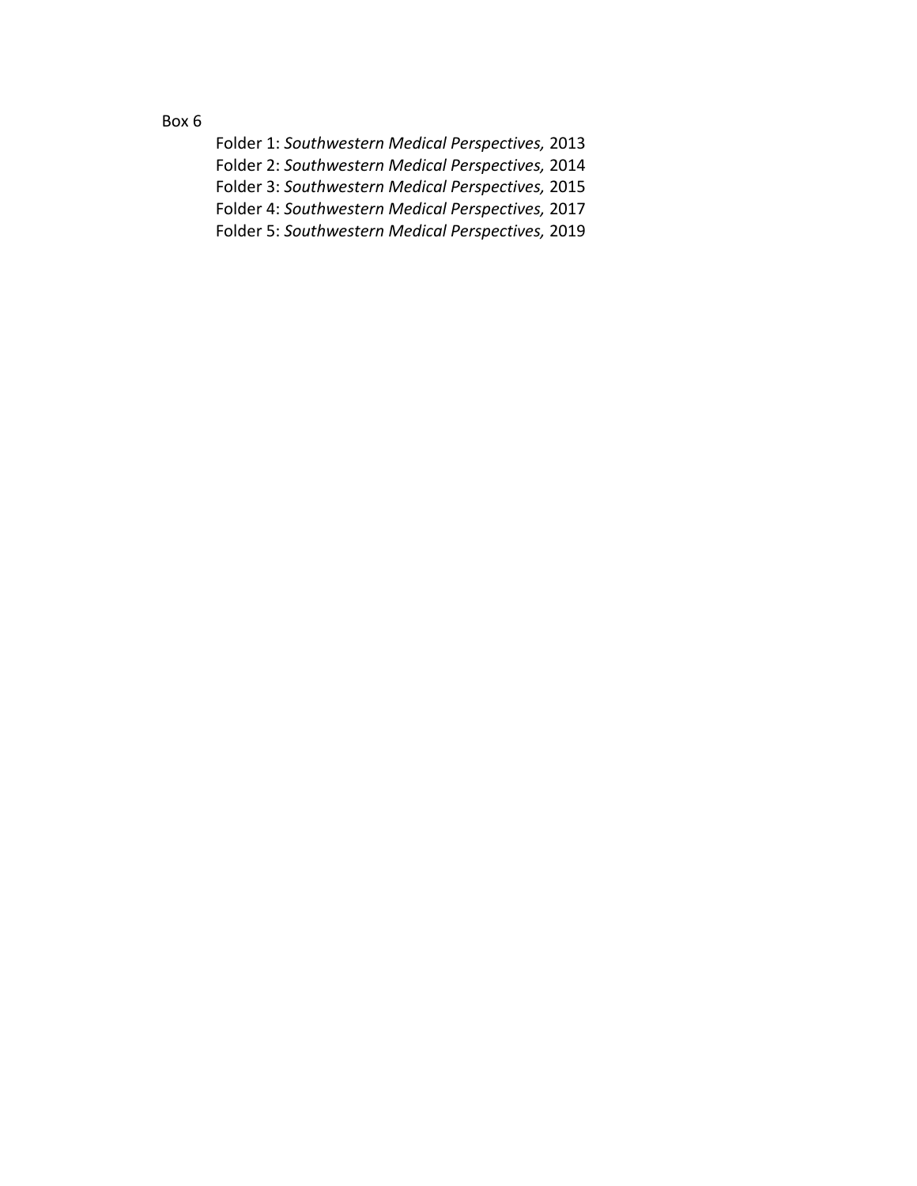Box 6

Folder 1: *Southwestern Medical Perspectives,* 2013
Folder 2: *Southwestern Medical Perspectives,* 2014
Folder 3: *Southwestern Medical Perspectives,* 2015
Folder 4: *Southwestern Medical Perspectives,* 2017
Folder 5: *Southwestern Medical Perspectives,* 2019